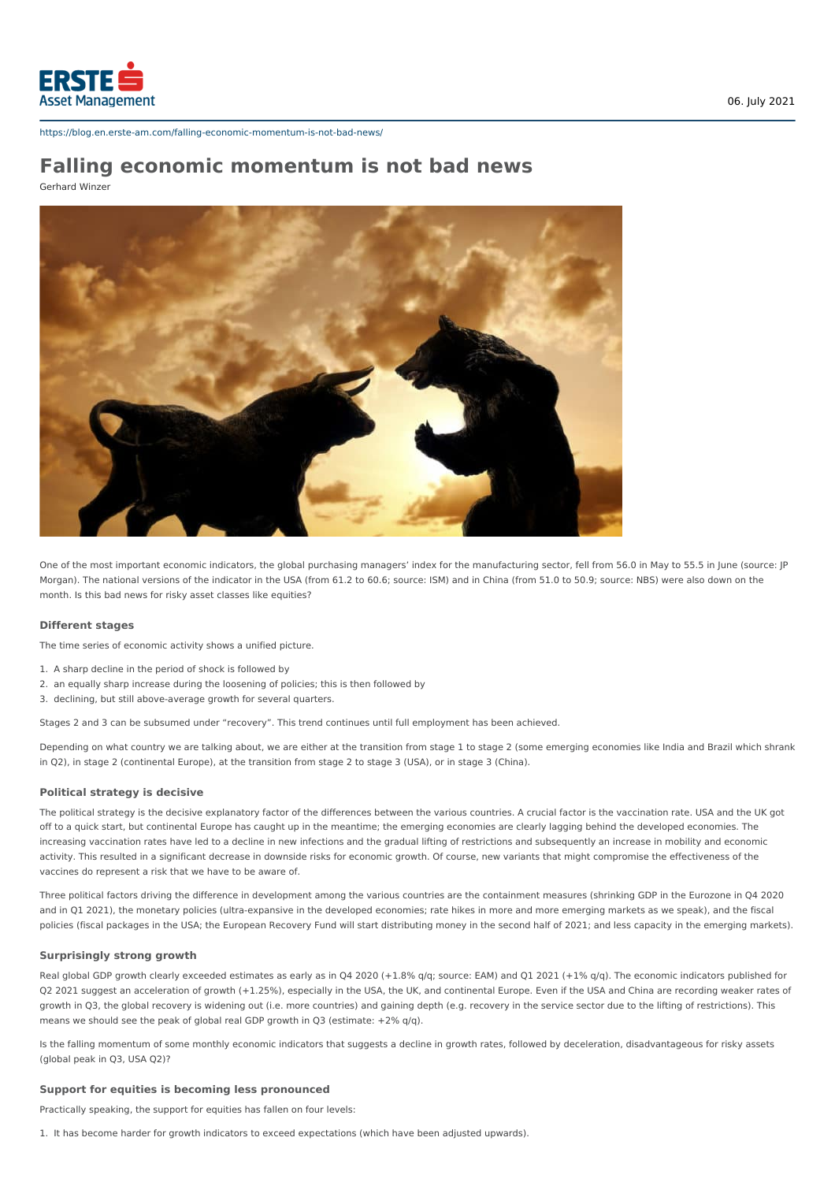06. July 2021

https://blog.en.erste-am.com/falling-economic-momentum-is-not-bad-news/

# Falling economic momentum is not bad news

Gerhard Winzer

One of the most important economic indicators, the global purchasing managers' index for the manufacturing sector, fell from 56.0 in May to 55.5 in June (source: JP Morgan). The national versions of the indicator in the USA (from 61.2 to 60.6; source: ISM) and in China (from 51.0 to 50.9; source: NBS) were also down on the month. Is this bad news for risky asset classes like equities?

### Different stages

The time series of economic activity shows a unified picture.

1. A sharp decline in the period of shock is followed by
2. an equally sharp increase during the loosening of policies; this is then followed by
3. declining, but still above-average growth for several quarters.

Stages 2 and 3 can be subsumed under "recovery". This trend continues until full employment has been achieved.

Depending on what country we are talking about, we are either at the transition from stage 1 to stage 2 (some emerging economies like India and Brazil which shrank in Q2), in stage 2 (continental Europe), at the transition from stage 2 to stage 3 (USA), or in stage 3 (China).

### Political strategy is decisive

The political strategy is the decisive explanatory factor of the differences between the various countries. A crucial factor is the vaccination rate. USA and the UK got off to a quick start, but continental Europe has caught up in the meantime; the emerging economies are clearly lagging behind the developed economies. The increasing vaccination rates have led to a decline in new infections and the gradual lifting of restrictions and subsequently an increase in mobility and economic activity. This resulted in a significant decrease in downside risks for economic growth. Of course, new variants that might compromise the effectiveness of the vaccines do represent a risk that we have to be aware of.

Three political factors driving the difference in development among the various countries are the containment measures (shrinking GDP in the Eurozone in Q4 2020 and in Q1 2021), the monetary policies (ultra-expansive in the developed economies; rate hikes in more and more emerging markets as we speak), and the fiscal policies (fiscal packages in the USA; the European Recovery Fund will start distributing money in the second half of 2021; and less capacity in the emerging markets).

### Surprisingly strong growth

Real global GDP growth clearly exceeded estimates as early as in Q4 2020 (+1.8% q/q; source: EAM) and Q1 2021 (+1% q/q). The economic indicators published for Q2 2021 suggest an acceleration of growth (+1.25%), especially in the USA, the UK, and continental Europe. Even if the USA and China are recording weaker rates of growth in Q3, the global recovery is widening out (i.e. more countries) and gaining depth (e.g. recovery in the service sector due to the lifting of restrictions). This means we should see the peak of global real GDP growth in Q3 (estimate: +2% q/q).

Is the falling momentum of some monthly economic indicators that suggests a decline in growth rates, followed by deceleration, disadvantageous for risky assets (global peak in Q3, USA Q2)?

### Support for equities is becoming less pronounced

Practically speaking, the support for equities has fallen on four levels:

1. It has become harder for growth indicators to exceed expectations (which have been adjusted upwards).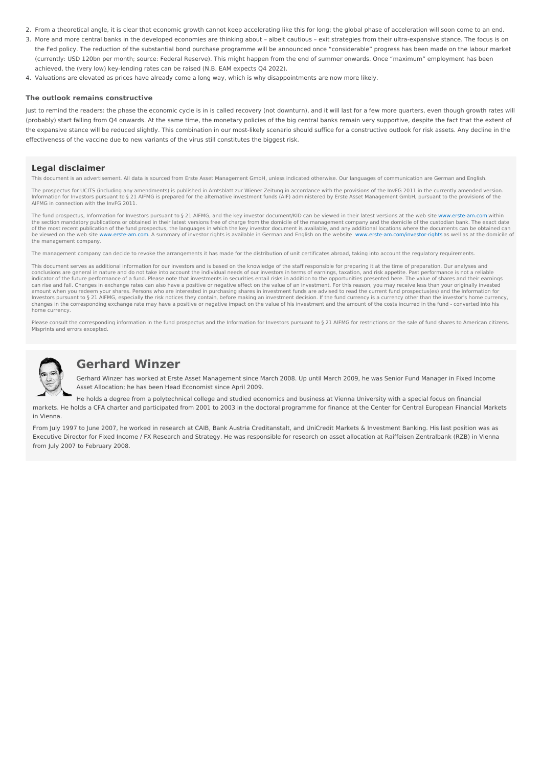2. From a theoretical angle, it is clear that economic growth cannot keep accelerating like this for long; the global phase of acceleration will soon come to an end.
3. More and more central banks in the developed economies are thinking about – albeit cautious – exit strategies from their ultra-expansive stance. The focus is on the Fed policy. The reduction of the substantial bond purchase programme will be announced once "considerable" progress has been made on the labour market (currently: USD 120bn per month; source: Federal Reserve). This might happen from the end of summer onwards. Once "maximum" employment has been achieved, the (very low) key-lending rates can be raised (N.B. EAM expects Q4 2022).
4. Valuations are elevated as prices have already come a long way, which is why disappointments are now more likely.

### The outlook remains constructive

Just to remind the readers: the phase the economic cycle is in is called recovery (not downturn), and it will last for a few more quarters, even though growth rates will (probably) start falling from Q4 onwards. At the same time, the monetary policies of the big central banks remain very supportive, despite the fact that the extent of the expansive stance will be reduced slightly. This combination in our most-likely scenario should suffice for a constructive outlook for risk assets. Any decline in the effectiveness of the vaccine due to new variants of the virus still constitutes the biggest risk.

## Legal disclaimer

This document is an advertisement. All data is sourced from Erste Asset Management GmbH, unless indicated otherwise. Our languages of communication are German and English.

The prospectus for UCITS (including any amendments) is published in Amtsblatt zur Wiener Zeitung in accordance with the provisions of the InvFG 2011 in the currently amended version. Information for Investors pursuant to § 21 AIFMG is prepared for the alternative investment funds (AIF) administered by Erste Asset Management GmbH, pursuant to the provisions of the AIFMG in connection with the InvFG 2011.

The fund prospectus, Information for Investors pursuant to § 21 AIFMG, and the key investor document/KID can be viewed in their latest versions at the web site www.erste-am.com within the section mandatory publications or obtained in their latest versions free of charge from the domicile of the management company and the domicile of the custodian bank. The exact date of the most recent publication of the fund prospectus, the languages in which the key investor document is available, and any additional locations where the documents can be obtained can be viewed on the web site www.erste-am.com. A summary of investor rights is available in German and English on the website www.erste-am.com/investor-rights as well as at the domicile of the management company.

The management company can decide to revoke the arrangements it has made for the distribution of unit certificates abroad, taking into account the regulatory requirements.

This document serves as additional information for our investors and is based on the knowledge of the staff responsible for preparing it at the time of preparation. Our analyses and conclusions are general in nature and do not take into account the individual needs of our investors in terms of earnings, taxation, and risk appetite. Past performance is not a reliable indicator of the future performance of a fund. Please note that investments in securities entail risks in addition to the opportunities presented here. The value of shares and their earnings can rise and fall. Changes in exchange rates can also have a positive or negative effect on the value of an investment. For this reason, you may receive less than your originally invested amount when you redeem your shares. Persons who are interested in purchasing shares in investment funds are advised to read the current fund prospectus(es) and the Information for Investors pursuant to § 21 AIFMG, especially the risk notices they contain, before making an investment decision. If the fund currency is a currency other than the investor's home currency, changes in the corresponding exchange rate may have a positive or negative impact on the value of his investment and the amount of the costs incurred in the fund - converted into his home currency.

Please consult the corresponding information in the fund prospectus and the Information for Investors pursuant to § 21 AIFMG for restrictions on the sale of fund shares to American citizens. Misprints and errors excepted.

## Gerhard Winzer

Gerhard Winzer has worked at Erste Asset Management since March 2008. Up until March 2009, he was Senior Fund Manager in Fixed Income Asset Allocation; he has been Head Economist since April 2009.

He holds a degree from a polytechnical college and studied economics and business at Vienna University with a special focus on financial markets. He holds a CFA charter and participated from 2001 to 2003 in the doctoral programme for finance at the Center for Central European Financial Markets in Vienna.

From July 1997 to June 2007, he worked in research at CAIB, Bank Austria Creditanstalt, and UniCredit Markets & Investment Banking. His last position was as Executive Director for Fixed Income / FX Research and Strategy. He was responsible for research on asset allocation at Raiffeisen Zentralbank (RZB) in Vienna from July 2007 to February 2008.